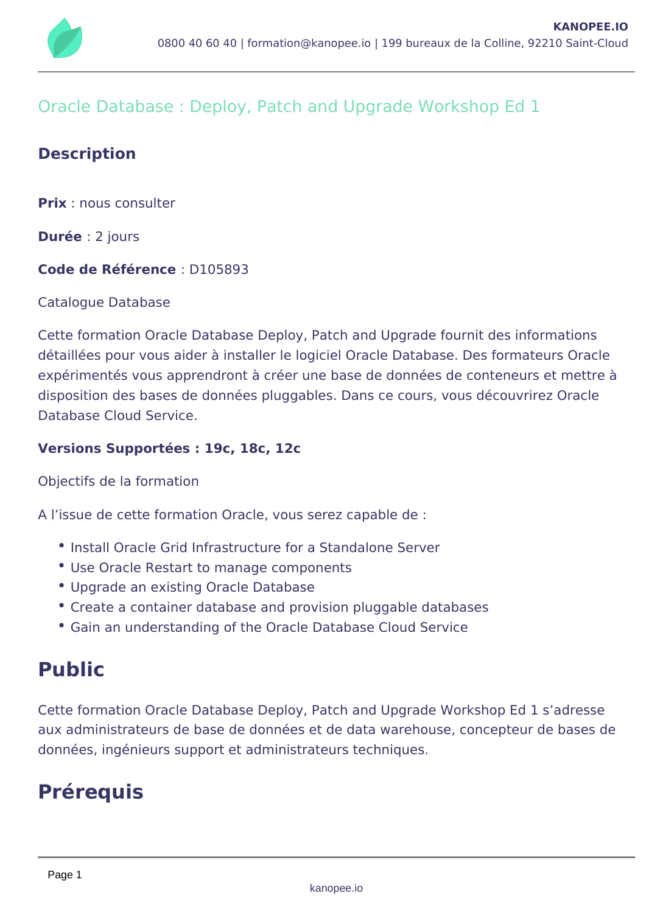# Oracle Database : Deploy, Patch and Upgrade Workshop Ed 1

## Description

**Prix** : nous consulter

**Durée** : 2 jours

**Code de Référence** : D105893

Catalogue Database

Cette formation Oracle Database Deploy, Patch and Upgrade fournit des informations détaillées pour vous aider à installer le logiciel Oracle Database. Des formateurs Oracle expérimentés vous apprendront à créer une base de données de conteneurs et mettre à disposition des bases de données pluggables. Dans ce cours, vous découvrirez Oracle Database Cloud Service.

**Versions Supportées : 19c, 18c, 12c**

Objectifs de la formation

A l'issue de cette formation Oracle, vous serez capable de :

- Install Oracle Grid Infrastructure for a Standalone Server
- Use Oracle Restart to manage components
- Upgrade an existing Oracle Database
- Create a container database and provision pluggable databases
- Gain an understanding of the Oracle Database Cloud Service

# Public

Cette formation Oracle Database Deploy, Patch and Upgrade Workshop Ed 1 s'adresse aux administrateurs de base de données et de data warehouse, concepteur de bases de données, ingénieurs support et administrateurs techniques.

# Prérequis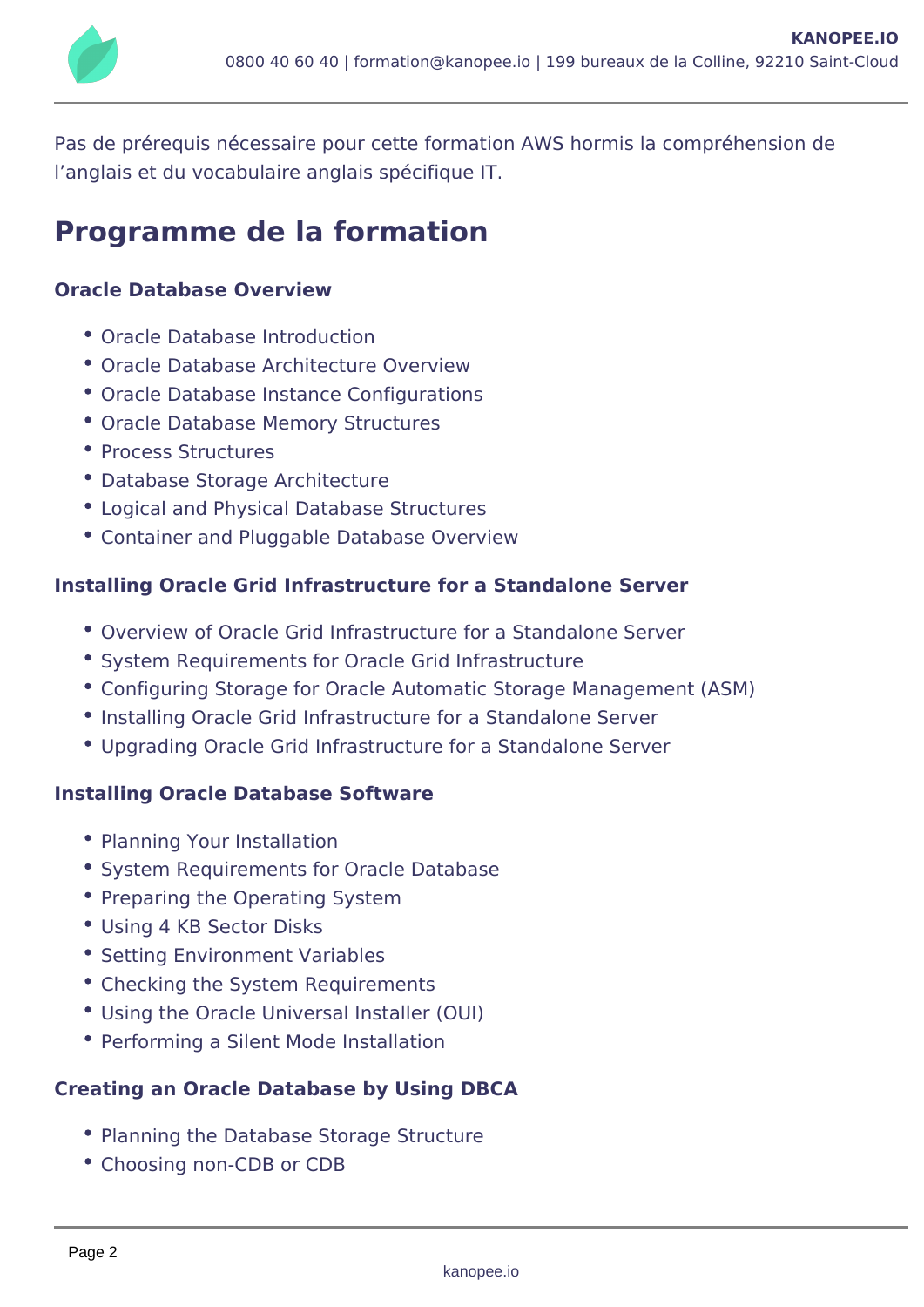Pas de prérequis nécessaire pour cette formation AWS hormis la compréhension de l’anglais et du vocabulaire anglais spécifique IT.

## Programme de la formation

### Oracle Database Overview

- Oracle Database Introduction
- Oracle Database Architecture Overview
- Oracle Database Instance Configurations
- Oracle Database Memory Structures
- Process Structures
- Database Storage Architecture
- Logical and Physical Database Structures
- Container and Pluggable Database Overview

### Installing Oracle Grid Infrastructure for a Standalone Server

- Overview of Oracle Grid Infrastructure for a Standalone Server
- System Requirements for Oracle Grid Infrastructure
- Configuring Storage for Oracle Automatic Storage Management (ASM)
- Installing Oracle Grid Infrastructure for a Standalone Server
- Upgrading Oracle Grid Infrastructure for a Standalone Server

### Installing Oracle Database Software

- Planning Your Installation
- System Requirements for Oracle Database
- Preparing the Operating System
- Using 4 KB Sector Disks
- Setting Environment Variables
- Checking the System Requirements
- Using the Oracle Universal Installer (OUI)
- Performing a Silent Mode Installation

### Creating an Oracle Database by Using DBCA

- Planning the Database Storage Structure
- Choosing non-CDB or CDB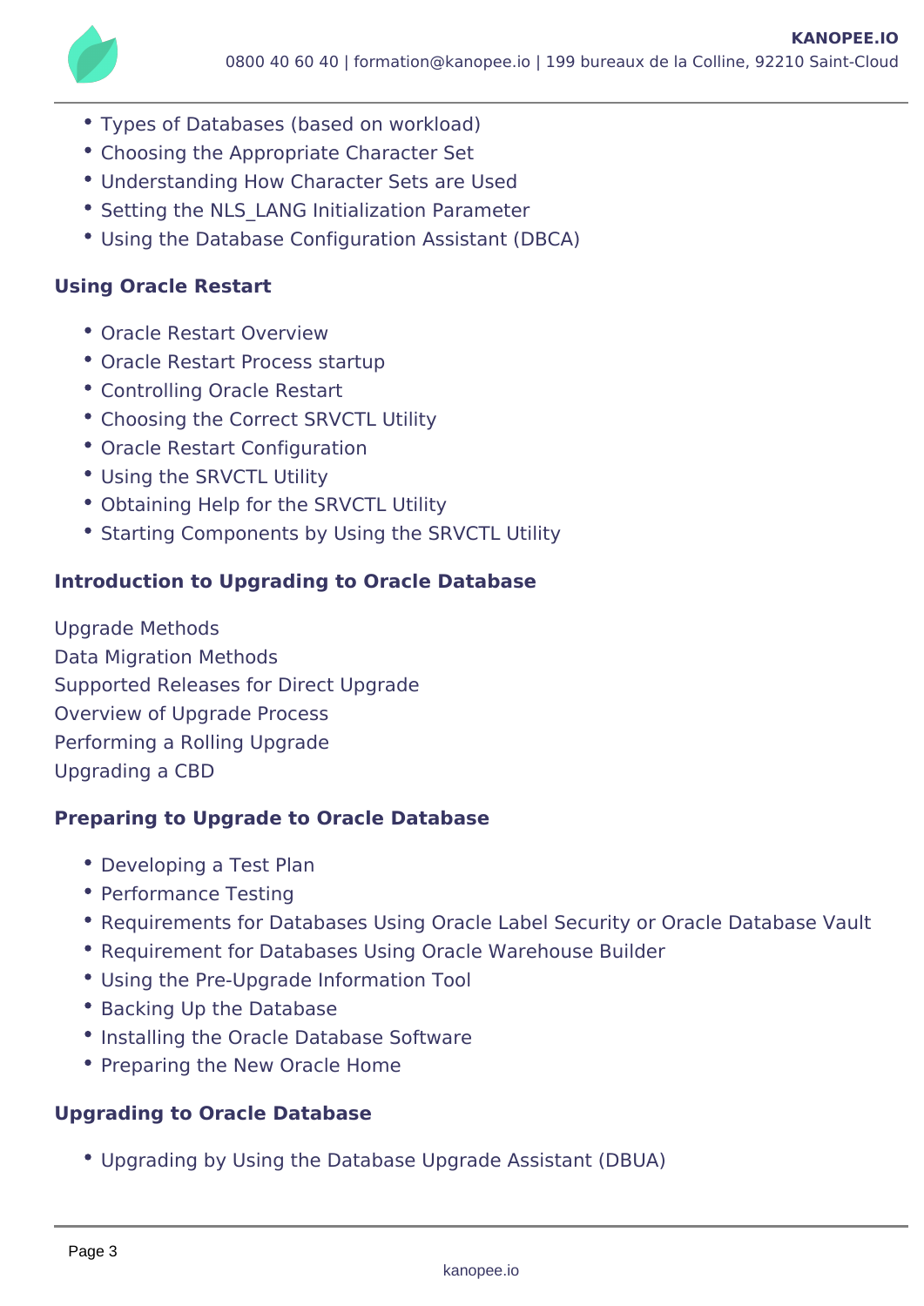- Types of Databases (based on workload)
- Choosing the Appropriate Character Set
- Understanding How Character Sets are Used
- Setting the NLS_LANG Initialization Parameter
- Using the Database Configuration Assistant (DBCA)

**Using Oracle Restart**

- Oracle Restart Overview
- Oracle Restart Process startup
- Controlling Oracle Restart
- Choosing the Correct SRVCTL Utility
- Oracle Restart Configuration
- Using the SRVCTL Utility
- Obtaining Help for the SRVCTL Utility
- Starting Components by Using the SRVCTL Utility

**Introduction to Upgrading to Oracle Database**

Upgrade Methods
Data Migration Methods
Supported Releases for Direct Upgrade
Overview of Upgrade Process
Performing a Rolling Upgrade
Upgrading a CBD

**Preparing to Upgrade to Oracle Database**

- Developing a Test Plan
- Performance Testing
- Requirements for Databases Using Oracle Label Security or Oracle Database Vault
- Requirement for Databases Using Oracle Warehouse Builder
- Using the Pre-Upgrade Information Tool
- Backing Up the Database
- Installing the Oracle Database Software
- Preparing the New Oracle Home

**Upgrading to Oracle Database**

- Upgrading by Using the Database Upgrade Assistant (DBUA)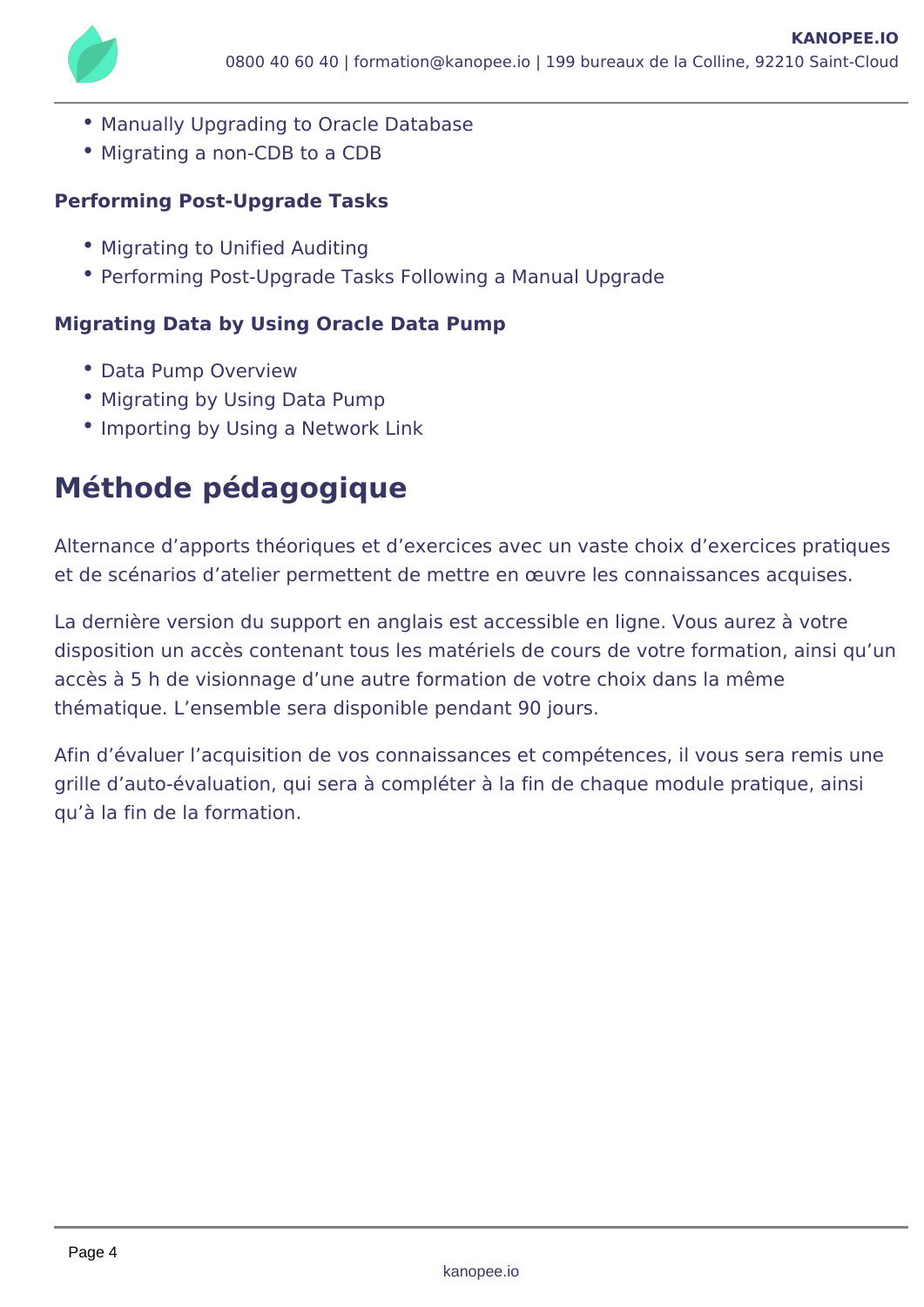- Manually Upgrading to Oracle Database
- Migrating a non-CDB to a CDB

**Performing Post-Upgrade Tasks**

- Migrating to Unified Auditing
- Performing Post-Upgrade Tasks Following a Manual Upgrade

**Migrating Data by Using Oracle Data Pump**

- Data Pump Overview
- Migrating by Using Data Pump
- Importing by Using a Network Link

## Méthode pédagogique

Alternance d'apports théoriques et d'exercices avec un vaste choix d'exercices pratiques et de scénarios d'atelier permettent de mettre en œuvre les connaissances acquises.

La dernière version du support en anglais est accessible en ligne. Vous aurez à votre disposition un accès contenant tous les matériels de cours de votre formation, ainsi qu'un accès à 5 h de visionnage d'une autre formation de votre choix dans la même thématique. L'ensemble sera disponible pendant 90 jours.

Afin d'évaluer l'acquisition de vos connaissances et compétences, il vous sera remis une grille d'auto-évaluation, qui sera à compléter à la fin de chaque module pratique, ainsi qu'à la fin de la formation.